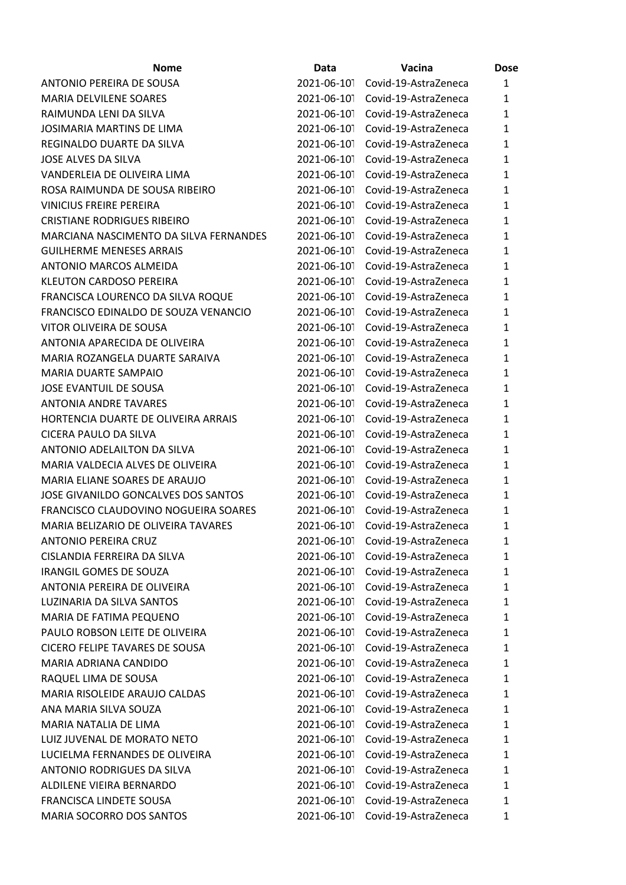| Nome | Data | Vacina | Dose |
| --- | --- | --- | --- |
| ANTONIO PEREIRA DE SOUSA | 2021-06-10T | Covid-19-AstraZeneca | 1 |
| MARIA DELVILENE SOARES | 2021-06-10T | Covid-19-AstraZeneca | 1 |
| RAIMUNDA LENI DA SILVA | 2021-06-10T | Covid-19-AstraZeneca | 1 |
| JOSIMARIA MARTINS DE LIMA | 2021-06-10T | Covid-19-AstraZeneca | 1 |
| REGINALDO DUARTE DA SILVA | 2021-06-10T | Covid-19-AstraZeneca | 1 |
| JOSE ALVES DA SILVA | 2021-06-10T | Covid-19-AstraZeneca | 1 |
| VANDERLEIA DE OLIVEIRA LIMA | 2021-06-10T | Covid-19-AstraZeneca | 1 |
| ROSA RAIMUNDA DE SOUSA RIBEIRO | 2021-06-10T | Covid-19-AstraZeneca | 1 |
| VINICIUS FREIRE PEREIRA | 2021-06-10T | Covid-19-AstraZeneca | 1 |
| CRISTIANE RODRIGUES RIBEIRO | 2021-06-10T | Covid-19-AstraZeneca | 1 |
| MARCIANA NASCIMENTO DA SILVA FERNANDES | 2021-06-10T | Covid-19-AstraZeneca | 1 |
| GUILHERME MENESES ARRAIS | 2021-06-10T | Covid-19-AstraZeneca | 1 |
| ANTONIO MARCOS ALMEIDA | 2021-06-10T | Covid-19-AstraZeneca | 1 |
| KLEUTON CARDOSO PEREIRA | 2021-06-10T | Covid-19-AstraZeneca | 1 |
| FRANCISCA LOURENCO DA SILVA ROQUE | 2021-06-10T | Covid-19-AstraZeneca | 1 |
| FRANCISCO EDINALDO DE SOUZA VENANCIO | 2021-06-10T | Covid-19-AstraZeneca | 1 |
| VITOR OLIVEIRA DE SOUSA | 2021-06-10T | Covid-19-AstraZeneca | 1 |
| ANTONIA APARECIDA DE OLIVEIRA | 2021-06-10T | Covid-19-AstraZeneca | 1 |
| MARIA ROZANGELA DUARTE SARAIVA | 2021-06-10T | Covid-19-AstraZeneca | 1 |
| MARIA DUARTE SAMPAIO | 2021-06-10T | Covid-19-AstraZeneca | 1 |
| JOSE EVANTUIL DE SOUSA | 2021-06-10T | Covid-19-AstraZeneca | 1 |
| ANTONIA ANDRE TAVARES | 2021-06-10T | Covid-19-AstraZeneca | 1 |
| HORTENCIA DUARTE DE OLIVEIRA ARRAIS | 2021-06-10T | Covid-19-AstraZeneca | 1 |
| CICERA PAULO DA SILVA | 2021-06-10T | Covid-19-AstraZeneca | 1 |
| ANTONIO ADELAILTON DA SILVA | 2021-06-10T | Covid-19-AstraZeneca | 1 |
| MARIA VALDECIA ALVES DE OLIVEIRA | 2021-06-10T | Covid-19-AstraZeneca | 1 |
| MARIA ELIANE SOARES DE ARAUJO | 2021-06-10T | Covid-19-AstraZeneca | 1 |
| JOSE GIVANILDO GONCALVES DOS SANTOS | 2021-06-10T | Covid-19-AstraZeneca | 1 |
| FRANCISCO CLAUDOVINO NOGUEIRA SOARES | 2021-06-10T | Covid-19-AstraZeneca | 1 |
| MARIA BELIZARIO DE OLIVEIRA TAVARES | 2021-06-10T | Covid-19-AstraZeneca | 1 |
| ANTONIO PEREIRA CRUZ | 2021-06-10T | Covid-19-AstraZeneca | 1 |
| CISLANDIA FERREIRA DA SILVA | 2021-06-10T | Covid-19-AstraZeneca | 1 |
| IRANGIL GOMES DE SOUZA | 2021-06-10T | Covid-19-AstraZeneca | 1 |
| ANTONIA PEREIRA DE OLIVEIRA | 2021-06-10T | Covid-19-AstraZeneca | 1 |
| LUZINARIA DA SILVA SANTOS | 2021-06-10T | Covid-19-AstraZeneca | 1 |
| MARIA DE FATIMA PEQUENO | 2021-06-10T | Covid-19-AstraZeneca | 1 |
| PAULO ROBSON LEITE DE OLIVEIRA | 2021-06-10T | Covid-19-AstraZeneca | 1 |
| CICERO FELIPE TAVARES DE SOUSA | 2021-06-10T | Covid-19-AstraZeneca | 1 |
| MARIA ADRIANA CANDIDO | 2021-06-10T | Covid-19-AstraZeneca | 1 |
| RAQUEL LIMA DE SOUSA | 2021-06-10T | Covid-19-AstraZeneca | 1 |
| MARIA RISOLEIDE ARAUJO CALDAS | 2021-06-10T | Covid-19-AstraZeneca | 1 |
| ANA MARIA SILVA SOUZA | 2021-06-10T | Covid-19-AstraZeneca | 1 |
| MARIA NATALIA DE LIMA | 2021-06-10T | Covid-19-AstraZeneca | 1 |
| LUIZ JUVENAL DE MORATO NETO | 2021-06-10T | Covid-19-AstraZeneca | 1 |
| LUCIELMA FERNANDES DE OLIVEIRA | 2021-06-10T | Covid-19-AstraZeneca | 1 |
| ANTONIO RODRIGUES DA SILVA | 2021-06-10T | Covid-19-AstraZeneca | 1 |
| ALDILENE VIEIRA BERNARDO | 2021-06-10T | Covid-19-AstraZeneca | 1 |
| FRANCISCA LINDETE SOUSA | 2021-06-10T | Covid-19-AstraZeneca | 1 |
| MARIA SOCORRO DOS SANTOS | 2021-06-10T | Covid-19-AstraZeneca | 1 |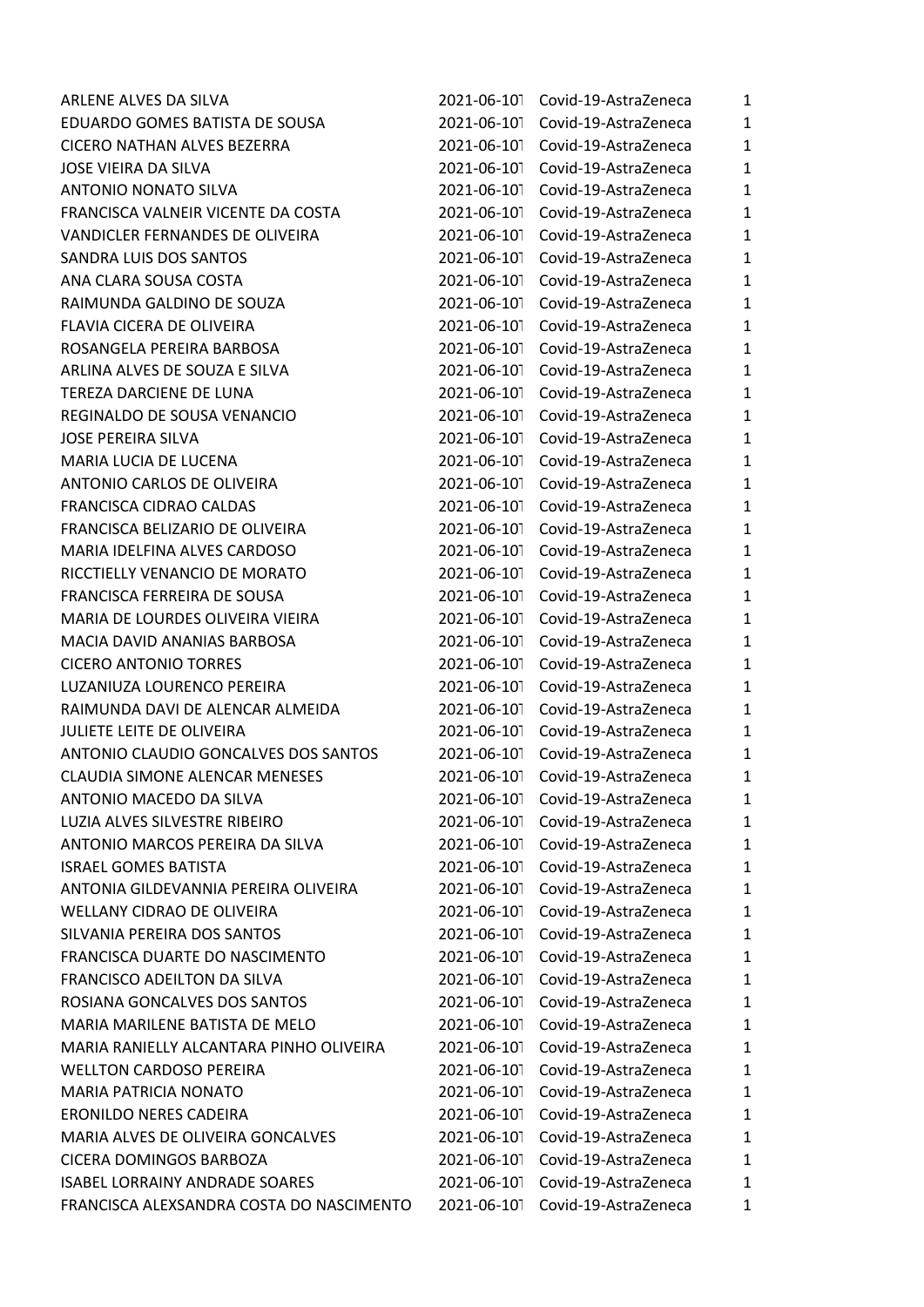| | | | |
|---|---|---|---|
| ARLENE ALVES DA SILVA | 2021-06-10T | Covid-19-AstraZeneca | 1 |
| EDUARDO GOMES BATISTA DE SOUSA | 2021-06-10T | Covid-19-AstraZeneca | 1 |
| CICERO NATHAN ALVES BEZERRA | 2021-06-10T | Covid-19-AstraZeneca | 1 |
| JOSE VIEIRA DA SILVA | 2021-06-10T | Covid-19-AstraZeneca | 1 |
| ANTONIO NONATO SILVA | 2021-06-10T | Covid-19-AstraZeneca | 1 |
| FRANCISCA VALNEIR VICENTE DA COSTA | 2021-06-10T | Covid-19-AstraZeneca | 1 |
| VANDICLER FERNANDES DE OLIVEIRA | 2021-06-10T | Covid-19-AstraZeneca | 1 |
| SANDRA LUIS DOS SANTOS | 2021-06-10T | Covid-19-AstraZeneca | 1 |
| ANA CLARA SOUSA COSTA | 2021-06-10T | Covid-19-AstraZeneca | 1 |
| RAIMUNDA GALDINO DE SOUZA | 2021-06-10T | Covid-19-AstraZeneca | 1 |
| FLAVIA CICERA DE OLIVEIRA | 2021-06-10T | Covid-19-AstraZeneca | 1 |
| ROSANGELA PEREIRA BARBOSA | 2021-06-10T | Covid-19-AstraZeneca | 1 |
| ARLINA ALVES DE SOUZA E SILVA | 2021-06-10T | Covid-19-AstraZeneca | 1 |
| TEREZA DARCIENE DE LUNA | 2021-06-10T | Covid-19-AstraZeneca | 1 |
| REGINALDO DE SOUSA VENANCIO | 2021-06-10T | Covid-19-AstraZeneca | 1 |
| JOSE PEREIRA SILVA | 2021-06-10T | Covid-19-AstraZeneca | 1 |
| MARIA LUCIA DE LUCENA | 2021-06-10T | Covid-19-AstraZeneca | 1 |
| ANTONIO CARLOS DE OLIVEIRA | 2021-06-10T | Covid-19-AstraZeneca | 1 |
| FRANCISCA CIDRAO CALDAS | 2021-06-10T | Covid-19-AstraZeneca | 1 |
| FRANCISCA BELIZARIO DE OLIVEIRA | 2021-06-10T | Covid-19-AstraZeneca | 1 |
| MARIA IDELFINA ALVES CARDOSO | 2021-06-10T | Covid-19-AstraZeneca | 1 |
| RICCTIELLY VENANCIO DE MORATO | 2021-06-10T | Covid-19-AstraZeneca | 1 |
| FRANCISCA FERREIRA DE SOUSA | 2021-06-10T | Covid-19-AstraZeneca | 1 |
| MARIA DE LOURDES OLIVEIRA VIEIRA | 2021-06-10T | Covid-19-AstraZeneca | 1 |
| MACIA DAVID ANANIAS BARBOSA | 2021-06-10T | Covid-19-AstraZeneca | 1 |
| CICERO ANTONIO TORRES | 2021-06-10T | Covid-19-AstraZeneca | 1 |
| LUZANIUZA LOURENCO PEREIRA | 2021-06-10T | Covid-19-AstraZeneca | 1 |
| RAIMUNDA DAVI DE ALENCAR ALMEIDA | 2021-06-10T | Covid-19-AstraZeneca | 1 |
| JULIETE LEITE DE OLIVEIRA | 2021-06-10T | Covid-19-AstraZeneca | 1 |
| ANTONIO CLAUDIO GONCALVES DOS SANTOS | 2021-06-10T | Covid-19-AstraZeneca | 1 |
| CLAUDIA SIMONE ALENCAR MENESES | 2021-06-10T | Covid-19-AstraZeneca | 1 |
| ANTONIO MACEDO DA SILVA | 2021-06-10T | Covid-19-AstraZeneca | 1 |
| LUZIA ALVES SILVESTRE RIBEIRO | 2021-06-10T | Covid-19-AstraZeneca | 1 |
| ANTONIO MARCOS PEREIRA DA SILVA | 2021-06-10T | Covid-19-AstraZeneca | 1 |
| ISRAEL GOMES BATISTA | 2021-06-10T | Covid-19-AstraZeneca | 1 |
| ANTONIA GILDEVANNIA PEREIRA OLIVEIRA | 2021-06-10T | Covid-19-AstraZeneca | 1 |
| WELLANY CIDRAO DE OLIVEIRA | 2021-06-10T | Covid-19-AstraZeneca | 1 |
| SILVANIA PEREIRA DOS SANTOS | 2021-06-10T | Covid-19-AstraZeneca | 1 |
| FRANCISCA DUARTE DO NASCIMENTO | 2021-06-10T | Covid-19-AstraZeneca | 1 |
| FRANCISCO ADEILTON DA SILVA | 2021-06-10T | Covid-19-AstraZeneca | 1 |
| ROSIANA GONCALVES DOS SANTOS | 2021-06-10T | Covid-19-AstraZeneca | 1 |
| MARIA MARILENE BATISTA DE MELO | 2021-06-10T | Covid-19-AstraZeneca | 1 |
| MARIA RANIELLY ALCANTARA PINHO OLIVEIRA | 2021-06-10T | Covid-19-AstraZeneca | 1 |
| WELLTON CARDOSO PEREIRA | 2021-06-10T | Covid-19-AstraZeneca | 1 |
| MARIA PATRICIA NONATO | 2021-06-10T | Covid-19-AstraZeneca | 1 |
| ERONILDO NERES CADEIRA | 2021-06-10T | Covid-19-AstraZeneca | 1 |
| MARIA ALVES DE OLIVEIRA GONCALVES | 2021-06-10T | Covid-19-AstraZeneca | 1 |
| CICERA DOMINGOS BARBOZA | 2021-06-10T | Covid-19-AstraZeneca | 1 |
| ISABEL LORRAINY ANDRADE SOARES | 2021-06-10T | Covid-19-AstraZeneca | 1 |
| FRANCISCA ALEXSANDRA COSTA DO NASCIMENTO | 2021-06-10T | Covid-19-AstraZeneca | 1 |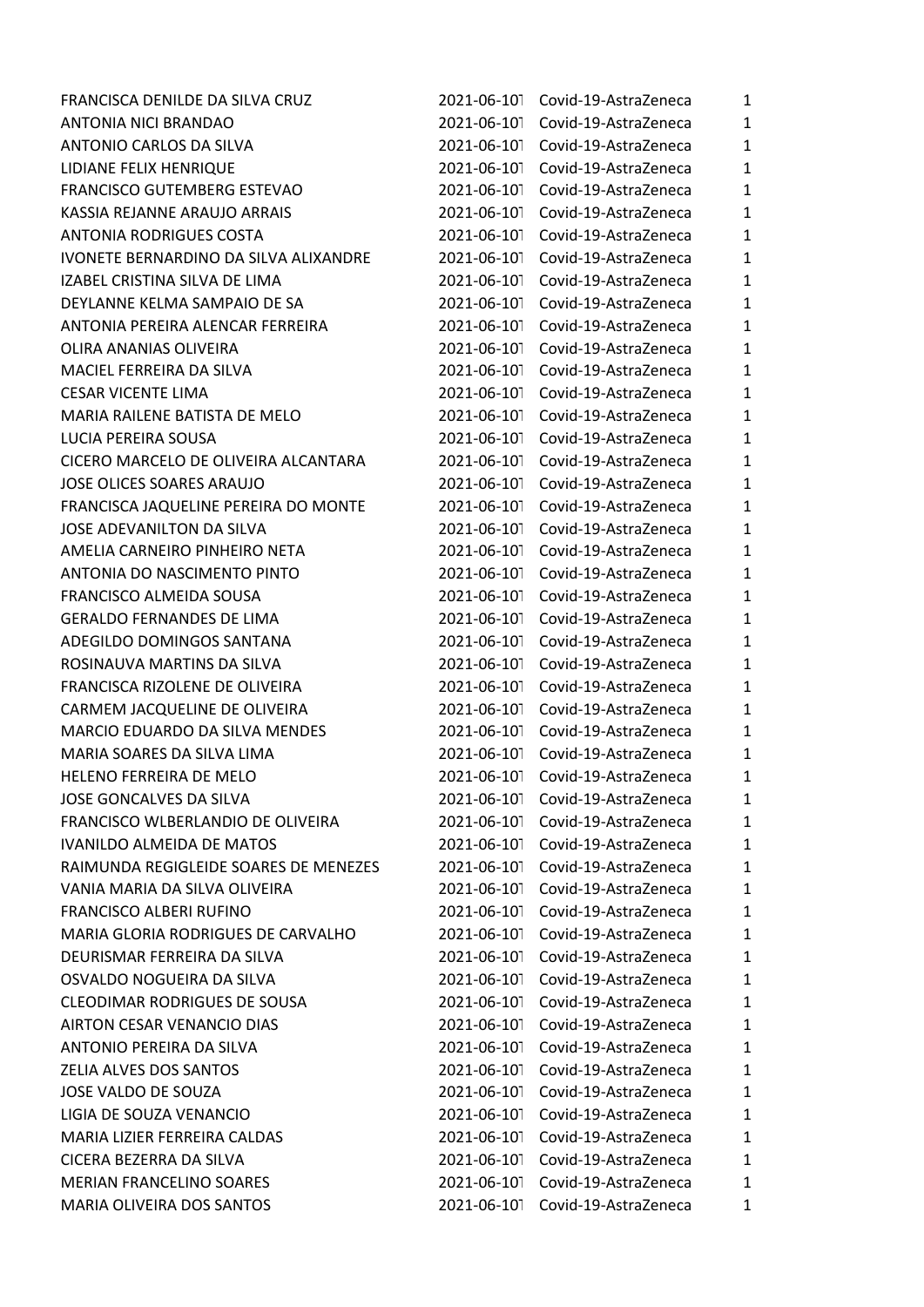| | | | |
|---|---|---|---|
| FRANCISCA DENILDE DA SILVA CRUZ | 2021-06-10T | Covid-19-AstraZeneca | 1 |
| ANTONIA NICI BRANDAO | 2021-06-10T | Covid-19-AstraZeneca | 1 |
| ANTONIO CARLOS DA SILVA | 2021-06-10T | Covid-19-AstraZeneca | 1 |
| LIDIANE FELIX HENRIQUE | 2021-06-10T | Covid-19-AstraZeneca | 1 |
| FRANCISCO GUTEMBERG ESTEVAO | 2021-06-10T | Covid-19-AstraZeneca | 1 |
| KASSIA REJANNE ARAUJO ARRAIS | 2021-06-10T | Covid-19-AstraZeneca | 1 |
| ANTONIA RODRIGUES COSTA | 2021-06-10T | Covid-19-AstraZeneca | 1 |
| IVONETE BERNARDINO DA SILVA ALIXANDRE | 2021-06-10T | Covid-19-AstraZeneca | 1 |
| IZABEL CRISTINA SILVA DE LIMA | 2021-06-10T | Covid-19-AstraZeneca | 1 |
| DEYLANNE KELMA SAMPAIO DE SA | 2021-06-10T | Covid-19-AstraZeneca | 1 |
| ANTONIA PEREIRA ALENCAR FERREIRA | 2021-06-10T | Covid-19-AstraZeneca | 1 |
| OLIRA ANANIAS OLIVEIRA | 2021-06-10T | Covid-19-AstraZeneca | 1 |
| MACIEL FERREIRA DA SILVA | 2021-06-10T | Covid-19-AstraZeneca | 1 |
| CESAR VICENTE LIMA | 2021-06-10T | Covid-19-AstraZeneca | 1 |
| MARIA RAILENE BATISTA DE MELO | 2021-06-10T | Covid-19-AstraZeneca | 1 |
| LUCIA PEREIRA SOUSA | 2021-06-10T | Covid-19-AstraZeneca | 1 |
| CICERO MARCELO DE OLIVEIRA ALCANTARA | 2021-06-10T | Covid-19-AstraZeneca | 1 |
| JOSE OLICES SOARES ARAUJO | 2021-06-10T | Covid-19-AstraZeneca | 1 |
| FRANCISCA JAQUELINE PEREIRA DO MONTE | 2021-06-10T | Covid-19-AstraZeneca | 1 |
| JOSE ADEVANILTON DA SILVA | 2021-06-10T | Covid-19-AstraZeneca | 1 |
| AMELIA CARNEIRO PINHEIRO NETA | 2021-06-10T | Covid-19-AstraZeneca | 1 |
| ANTONIA DO NASCIMENTO PINTO | 2021-06-10T | Covid-19-AstraZeneca | 1 |
| FRANCISCO ALMEIDA SOUSA | 2021-06-10T | Covid-19-AstraZeneca | 1 |
| GERALDO FERNANDES DE LIMA | 2021-06-10T | Covid-19-AstraZeneca | 1 |
| ADEGILDO DOMINGOS SANTANA | 2021-06-10T | Covid-19-AstraZeneca | 1 |
| ROSINAUVA MARTINS DA SILVA | 2021-06-10T | Covid-19-AstraZeneca | 1 |
| FRANCISCA RIZOLENE DE OLIVEIRA | 2021-06-10T | Covid-19-AstraZeneca | 1 |
| CARMEM JACQUELINE DE OLIVEIRA | 2021-06-10T | Covid-19-AstraZeneca | 1 |
| MARCIO EDUARDO DA SILVA MENDES | 2021-06-10T | Covid-19-AstraZeneca | 1 |
| MARIA SOARES DA SILVA LIMA | 2021-06-10T | Covid-19-AstraZeneca | 1 |
| HELENO FERREIRA DE MELO | 2021-06-10T | Covid-19-AstraZeneca | 1 |
| JOSE GONCALVES DA SILVA | 2021-06-10T | Covid-19-AstraZeneca | 1 |
| FRANCISCO WLBERLANDIO DE OLIVEIRA | 2021-06-10T | Covid-19-AstraZeneca | 1 |
| IVANILDO ALMEIDA DE MATOS | 2021-06-10T | Covid-19-AstraZeneca | 1 |
| RAIMUNDA REGIGLEIDE SOARES DE MENEZES | 2021-06-10T | Covid-19-AstraZeneca | 1 |
| VANIA MARIA DA SILVA OLIVEIRA | 2021-06-10T | Covid-19-AstraZeneca | 1 |
| FRANCISCO ALBERI RUFINO | 2021-06-10T | Covid-19-AstraZeneca | 1 |
| MARIA GLORIA RODRIGUES DE CARVALHO | 2021-06-10T | Covid-19-AstraZeneca | 1 |
| DEURISMAR FERREIRA DA SILVA | 2021-06-10T | Covid-19-AstraZeneca | 1 |
| OSVALDO NOGUEIRA DA SILVA | 2021-06-10T | Covid-19-AstraZeneca | 1 |
| CLEODIMAR RODRIGUES DE SOUSA | 2021-06-10T | Covid-19-AstraZeneca | 1 |
| AIRTON CESAR VENANCIO DIAS | 2021-06-10T | Covid-19-AstraZeneca | 1 |
| ANTONIO PEREIRA DA SILVA | 2021-06-10T | Covid-19-AstraZeneca | 1 |
| ZELIA ALVES DOS SANTOS | 2021-06-10T | Covid-19-AstraZeneca | 1 |
| JOSE VALDO DE SOUZA | 2021-06-10T | Covid-19-AstraZeneca | 1 |
| LIGIA DE SOUZA VENANCIO | 2021-06-10T | Covid-19-AstraZeneca | 1 |
| MARIA LIZIER FERREIRA CALDAS | 2021-06-10T | Covid-19-AstraZeneca | 1 |
| CICERA BEZERRA DA SILVA | 2021-06-10T | Covid-19-AstraZeneca | 1 |
| MERIAN FRANCELINO SOARES | 2021-06-10T | Covid-19-AstraZeneca | 1 |
| MARIA OLIVEIRA DOS SANTOS | 2021-06-10T | Covid-19-AstraZeneca | 1 |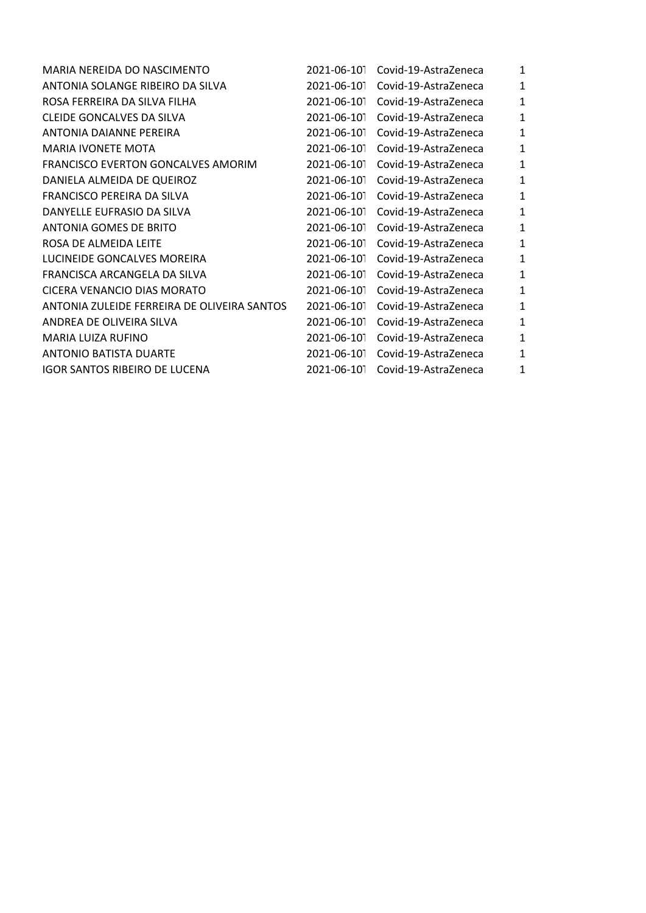| | | | |
|---|---|---|---|
| MARIA NEREIDA DO NASCIMENTO | 2021-06-10T | Covid-19-AstraZeneca | 1 |
| ANTONIA SOLANGE RIBEIRO DA SILVA | 2021-06-10T | Covid-19-AstraZeneca | 1 |
| ROSA FERREIRA DA SILVA FILHA | 2021-06-10T | Covid-19-AstraZeneca | 1 |
| CLEIDE GONCALVES DA SILVA | 2021-06-10T | Covid-19-AstraZeneca | 1 |
| ANTONIA DAIANNE PEREIRA | 2021-06-10T | Covid-19-AstraZeneca | 1 |
| MARIA IVONETE MOTA | 2021-06-10T | Covid-19-AstraZeneca | 1 |
| FRANCISCO EVERTON GONCALVES AMORIM | 2021-06-10T | Covid-19-AstraZeneca | 1 |
| DANIELA ALMEIDA DE QUEIROZ | 2021-06-10T | Covid-19-AstraZeneca | 1 |
| FRANCISCO PEREIRA DA SILVA | 2021-06-10T | Covid-19-AstraZeneca | 1 |
| DANYELLE EUFRASIO DA SILVA | 2021-06-10T | Covid-19-AstraZeneca | 1 |
| ANTONIA GOMES DE BRITO | 2021-06-10T | Covid-19-AstraZeneca | 1 |
| ROSA DE ALMEIDA LEITE | 2021-06-10T | Covid-19-AstraZeneca | 1 |
| LUCINEIDE GONCALVES MOREIRA | 2021-06-10T | Covid-19-AstraZeneca | 1 |
| FRANCISCA ARCANGELA DA SILVA | 2021-06-10T | Covid-19-AstraZeneca | 1 |
| CICERA VENANCIO DIAS MORATO | 2021-06-10T | Covid-19-AstraZeneca | 1 |
| ANTONIA ZULEIDE FERREIRA DE OLIVEIRA SANTOS | 2021-06-10T | Covid-19-AstraZeneca | 1 |
| ANDREA DE OLIVEIRA SILVA | 2021-06-10T | Covid-19-AstraZeneca | 1 |
| MARIA LUIZA RUFINO | 2021-06-10T | Covid-19-AstraZeneca | 1 |
| ANTONIO BATISTA DUARTE | 2021-06-10T | Covid-19-AstraZeneca | 1 |
| IGOR SANTOS RIBEIRO DE LUCENA | 2021-06-10T | Covid-19-AstraZeneca | 1 |